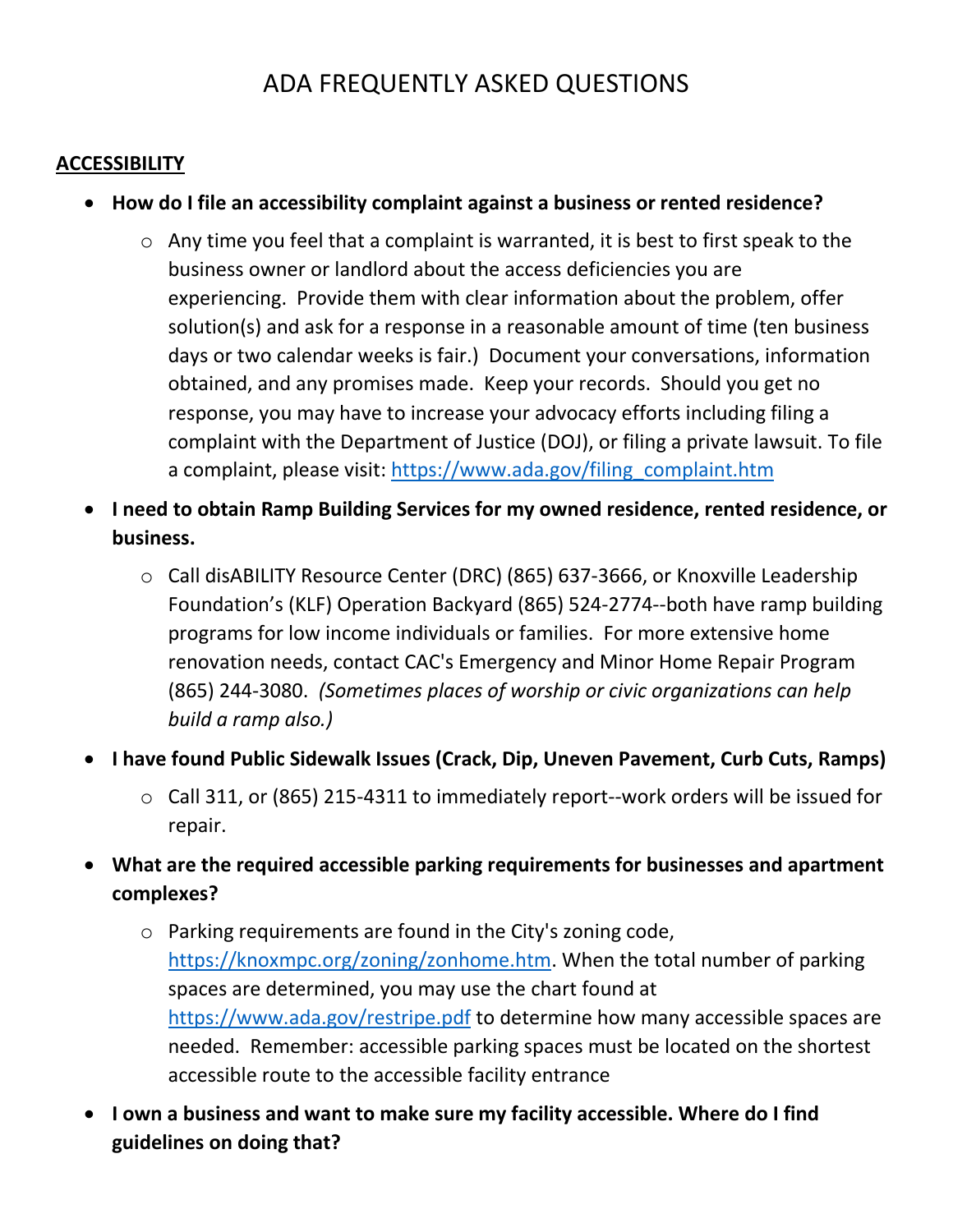# ADA FREQUENTLY ASKED QUESTIONS

## ACCESSIBILITY

- **How do I file an accessibility complaint against a business or rented residence?**
  - Any time you feel that a complaint is warranted, it is best to first speak to the business owner or landlord about the access deficiencies you are experiencing. Provide them with clear information about the problem, offer solution(s) and ask for a response in a reasonable amount of time (ten business days or two calendar weeks is fair.) Document your conversations, information obtained, and any promises made. Keep your records. Should you get no response, you may have to increase your advocacy efforts including filing a complaint with the Department of Justice (DOJ), or filing a private lawsuit. To file a complaint, please visit: https://www.ada.gov/filing_complaint.htm

- **I need to obtain Ramp Building Services for my owned residence, rented residence, or business.**
  - Call disABILITY Resource Center (DRC) (865) 637-3666, or Knoxville Leadership Foundation's (KLF) Operation Backyard (865) 524-2774--both have ramp building programs for low income individuals or families. For more extensive home renovation needs, contact CAC's Emergency and Minor Home Repair Program (865) 244-3080. *(Sometimes places of worship or civic organizations can help build a ramp also.)*

- **I have found Public Sidewalk Issues (Crack, Dip, Uneven Pavement, Curb Cuts, Ramps)**
  - Call 311, or (865) 215-4311 to immediately report--work orders will be issued for repair.

- **What are the required accessible parking requirements for businesses and apartment complexes?**
  - Parking requirements are found in the City's zoning code, https://knoxmpc.org/zoning/zonhome.htm. When the total number of parking spaces are determined, you may use the chart found at https://www.ada.gov/restripe.pdf to determine how many accessible spaces are needed. Remember: accessible parking spaces must be located on the shortest accessible route to the accessible facility entrance

- **I own a business and want to make sure my facility accessible. Where do I find guidelines on doing that?**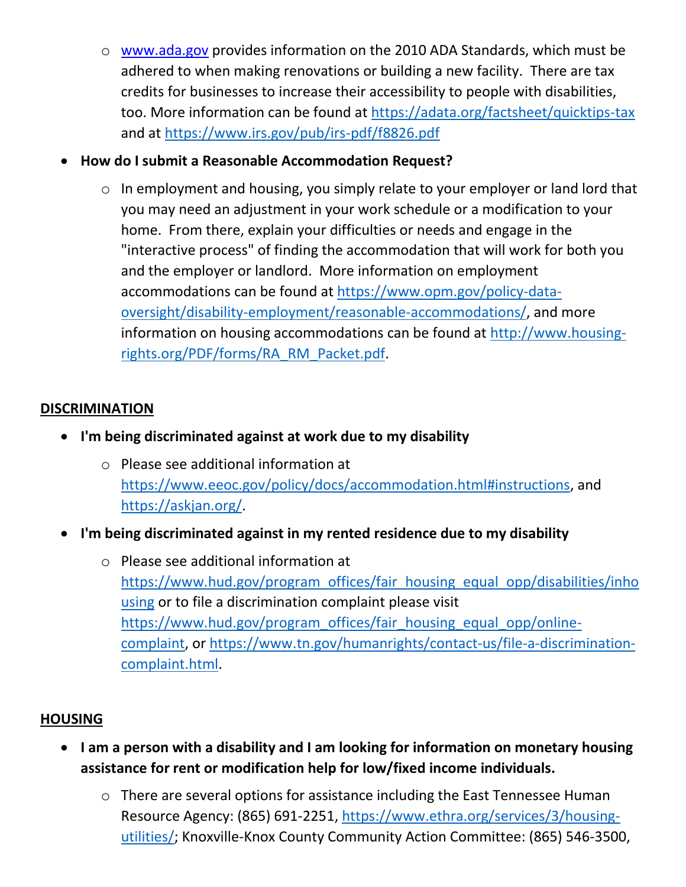- www.ada.gov provides information on the 2010 ADA Standards, which must be adhered to when making renovations or building a new facility. There are tax credits for businesses to increase their accessibility to people with disabilities, too. More information can be found at https://adata.org/factsheet/quicktips-tax and at https://www.irs.gov/pub/irs-pdf/f8826.pdf

- **How do I submit a Reasonable Accommodation Request?**
  - In employment and housing, you simply relate to your employer or land lord that you may need an adjustment in your work schedule or a modification to your home. From there, explain your difficulties or needs and engage in the "interactive process" of finding the accommodation that will work for both you and the employer or landlord. More information on employment accommodations can be found at https://www.opm.gov/policy-data-oversight/disability-employment/reasonable-accommodations/, and more information on housing accommodations can be found at http://www.housing-rights.org/PDF/forms/RA_RM_Packet.pdf.

## DISCRIMINATION

- **I'm being discriminated against at work due to my disability**
  - Please see additional information at https://www.eeoc.gov/policy/docs/accommodation.html#instructions, and https://askjan.org/.
- **I'm being discriminated against in my rented residence due to my disability**
  - Please see additional information at https://www.hud.gov/program_offices/fair_housing_equal_opp/disabilities/inhousing or to file a discrimination complaint please visit https://www.hud.gov/program_offices/fair_housing_equal_opp/online-complaint, or https://www.tn.gov/humanrights/contact-us/file-a-discrimination-complaint.html.

## HOUSING

- **I am a person with a disability and I am looking for information on monetary housing assistance for rent or modification help for low/fixed income individuals.**
  - There are several options for assistance including the East Tennessee Human Resource Agency: (865) 691-2251, https://www.ethra.org/services/3/housing-utilities/; Knoxville-Knox County Community Action Committee: (865) 546-3500,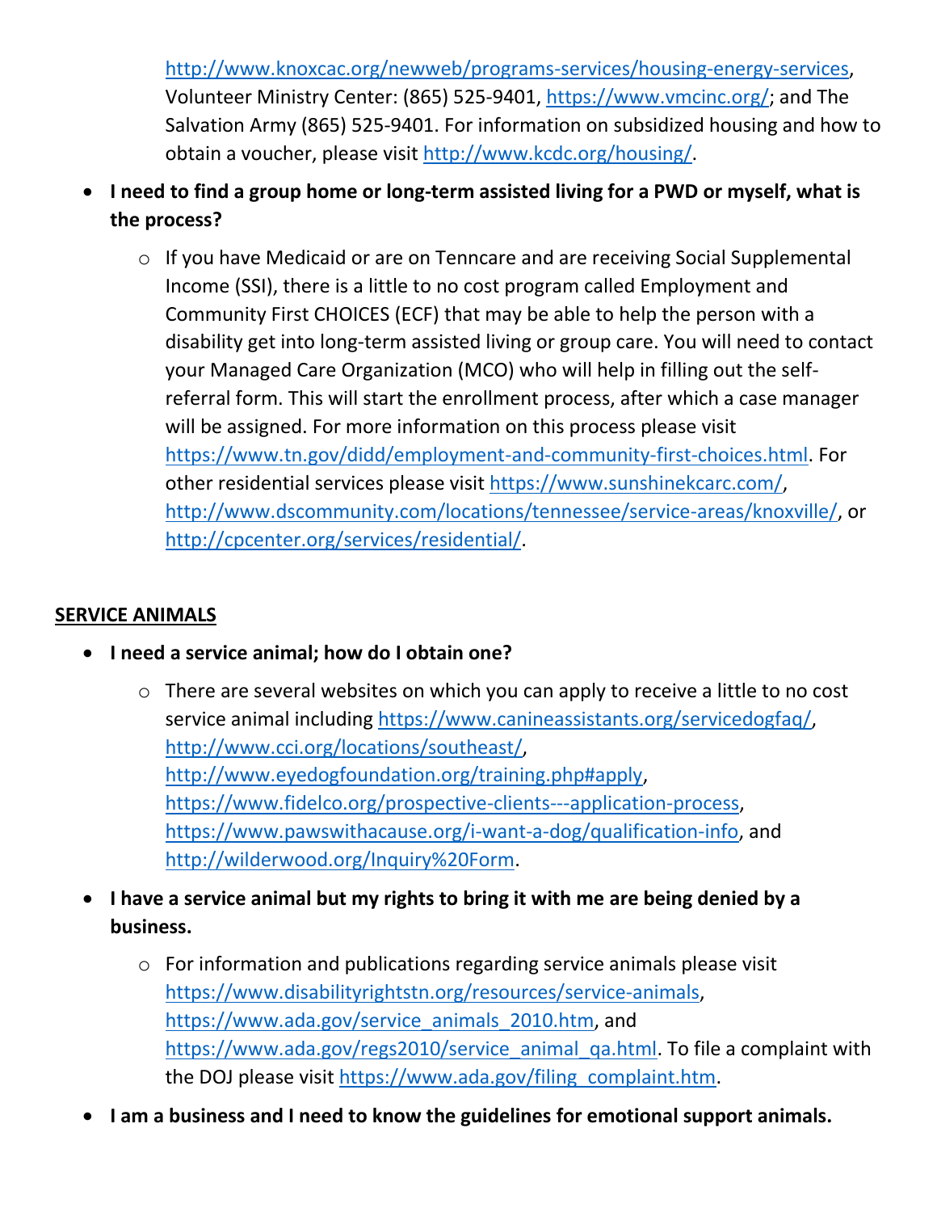http://www.knoxcac.org/newweb/programs-services/housing-energy-services, Volunteer Ministry Center: (865) 525-9401, https://www.vmcinc.org/; and The Salvation Army (865) 525-9401. For information on subsidized housing and how to obtain a voucher, please visit http://www.kcdc.org/housing/.

- **I need to find a group home or long-term assisted living for a PWD or myself, what is the process?**
  - If you have Medicaid or are on Tenncare and are receiving Social Supplemental Income (SSI), there is a little to no cost program called Employment and Community First CHOICES (ECF) that may be able to help the person with a disability get into long-term assisted living or group care. You will need to contact your Managed Care Organization (MCO) who will help in filling out the self-referral form. This will start the enrollment process, after which a case manager will be assigned. For more information on this process please visit https://www.tn.gov/didd/employment-and-community-first-choices.html. For other residential services please visit https://www.sunshinekcarc.com/, http://www.dscommunity.com/locations/tennessee/service-areas/knoxville/, or http://cpcenter.org/services/residential/.

**SERVICE ANIMALS**

- **I need a service animal; how do I obtain one?**
  - There are several websites on which you can apply to receive a little to no cost service animal including https://www.canineassistants.org/servicedogfaq/, http://www.cci.org/locations/southeast/, http://www.eyedogfoundation.org/training.php#apply, https://www.fidelco.org/prospective-clients---application-process, https://www.pawswithacause.org/i-want-a-dog/qualification-info, and http://wilderwood.org/Inquiry%20Form.
- **I have a service animal but my rights to bring it with me are being denied by a business.**
  - For information and publications regarding service animals please visit https://www.disabilityrightstn.org/resources/service-animals, https://www.ada.gov/service_animals_2010.htm, and https://www.ada.gov/regs2010/service_animal_qa.html. To file a complaint with the DOJ please visit https://www.ada.gov/filing_complaint.htm.
- **I am a business and I need to know the guidelines for emotional support animals.**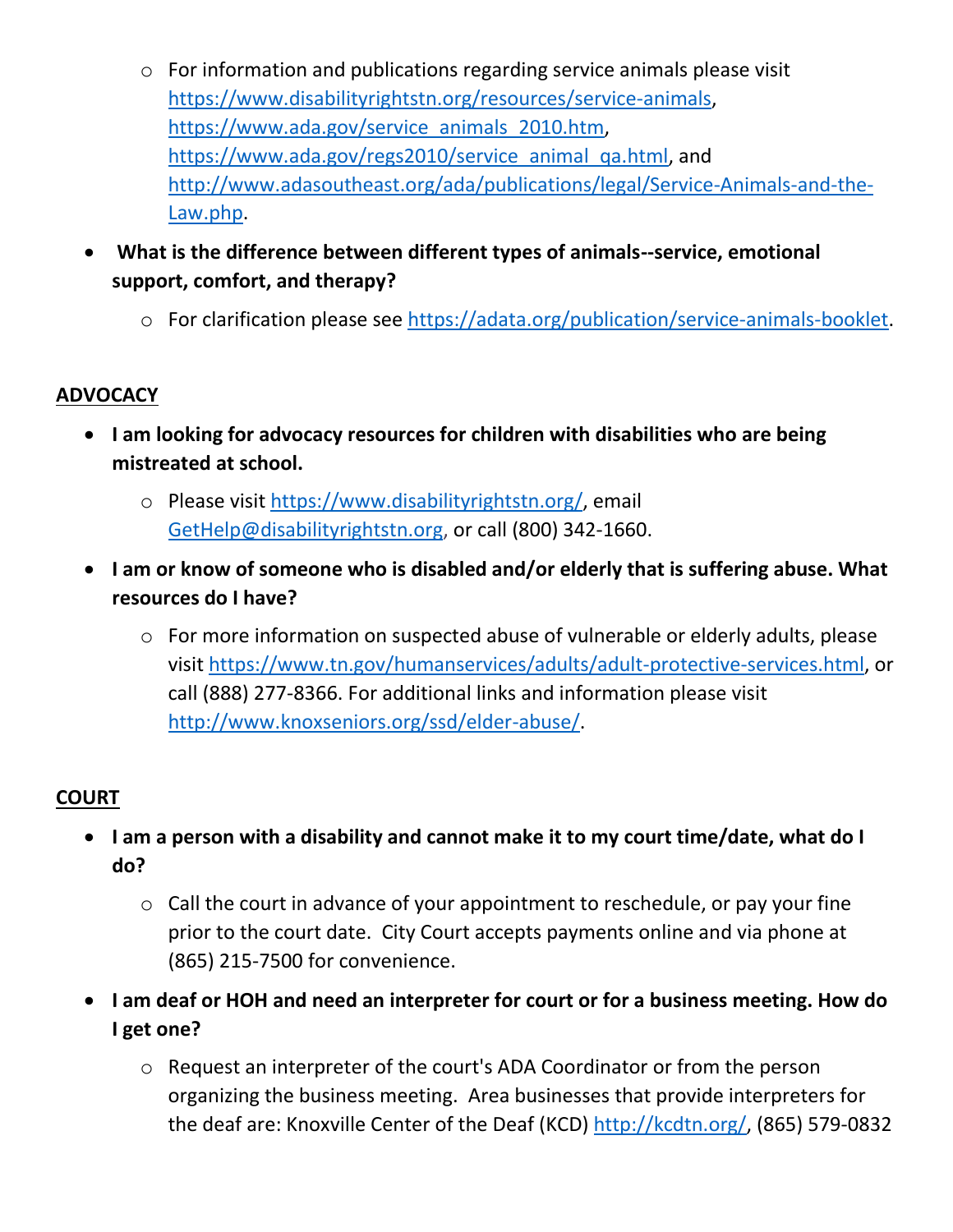- For information and publications regarding service animals please visit [https://www.disabilityrightstn.org/resources/service-animals](https://www.disabilityrightstn.org/resources/service-animals), [https://www.ada.gov/service_animals_2010.htm](https://www.ada.gov/service_animals_2010.htm), [https://www.ada.gov/regs2010/service_animal_qa.html](https://www.ada.gov/regs2010/service_animal_qa.html), and [http://www.adasoutheast.org/ada/publications/legal/Service-Animals-and-the-Law.php](http://www.adasoutheast.org/ada/publications/legal/Service-Animals-and-the-Law.php).

- **What is the difference between different types of animals--service, emotional support, comfort, and therapy?**
  - For clarification please see [https://adata.org/publication/service-animals-booklet](https://adata.org/publication/service-animals-booklet).

## ADVOCACY

- **I am looking for advocacy resources for children with disabilities who are being mistreated at school.**
  - Please visit [https://www.disabilityrightstn.org/](https://www.disabilityrightstn.org/), email [GetHelp@disabilityrightstn.org](mailto:GetHelp@disabilityrightstn.org), or call (800) 342-1660.
- **I am or know of someone who is disabled and/or elderly that is suffering abuse. What resources do I have?**
  - For more information on suspected abuse of vulnerable or elderly adults, please visit [https://www.tn.gov/humanservices/adults/adult-protective-services.html](https://www.tn.gov/humanservices/adults/adult-protective-services.html), or call (888) 277-8366. For additional links and information please visit [http://www.knoxseniors.org/ssd/elder-abuse/](http://www.knoxseniors.org/ssd/elder-abuse/).

## COURT

- **I am a person with a disability and cannot make it to my court time/date, what do I do?**
  - Call the court in advance of your appointment to reschedule, or pay your fine prior to the court date. City Court accepts payments online and via phone at (865) 215-7500 for convenience.
- **I am deaf or HOH and need an interpreter for court or for a business meeting. How do I get one?**
  - Request an interpreter of the court's ADA Coordinator or from the person organizing the business meeting. Area businesses that provide interpreters for the deaf are: Knoxville Center of the Deaf (KCD) [http://kcdtn.org/](http://kcdtn.org/), (865) 579-0832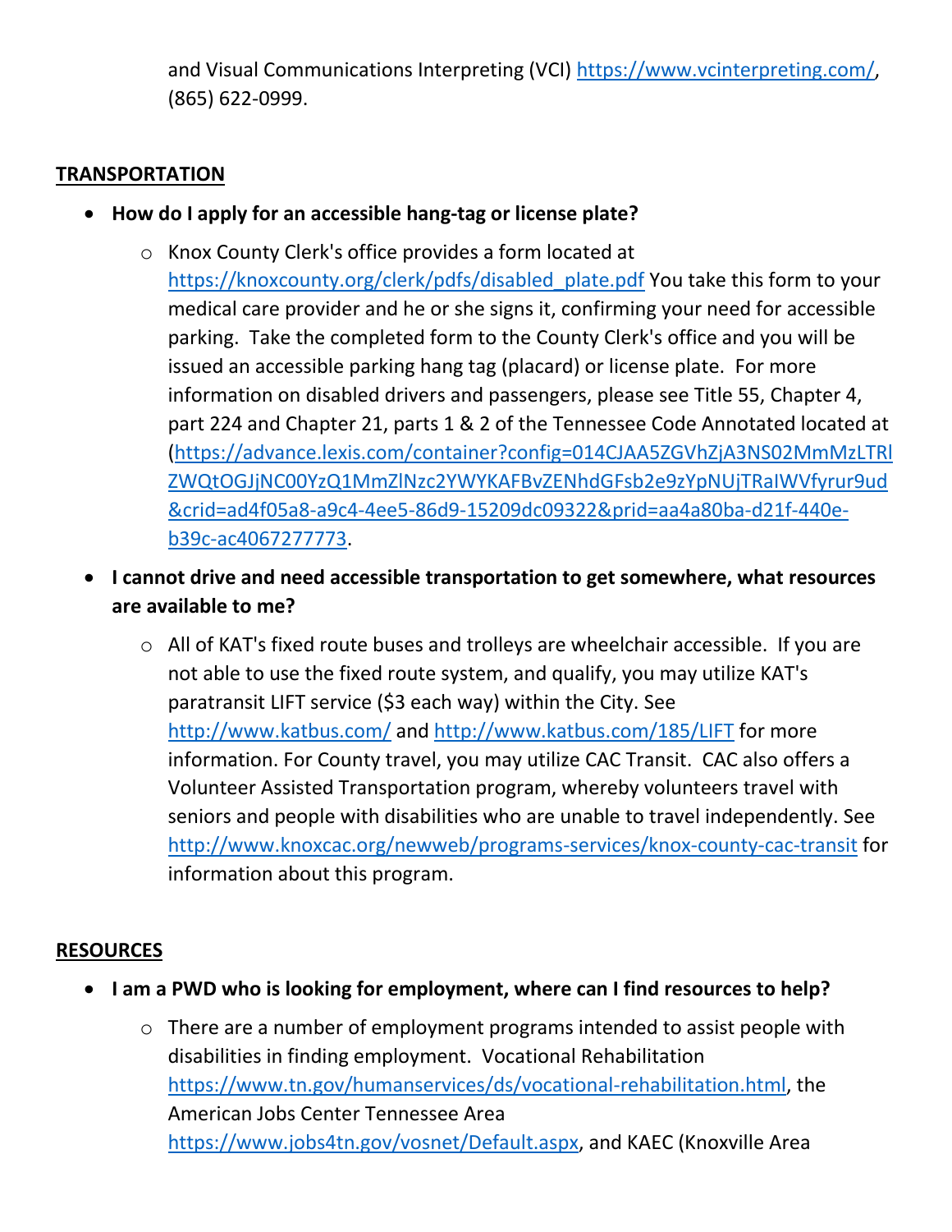and Visual Communications Interpreting (VCI) https://www.vcinterpreting.com/, (865) 622-0999.

## TRANSPORTATION

- **How do I apply for an accessible hang-tag or license plate?**
  - Knox County Clerk's office provides a form located at https://knoxcounty.org/clerk/pdfs/disabled_plate.pdf You take this form to your medical care provider and he or she signs it, confirming your need for accessible parking. Take the completed form to the County Clerk's office and you will be issued an accessible parking hang tag (placard) or license plate. For more information on disabled drivers and passengers, please see Title 55, Chapter 4, part 224 and Chapter 21, parts 1 & 2 of the Tennessee Code Annotated located at (https://advance.lexis.com/container?config=014CJAA5ZGVhZjA3NS02MmMzLTRlZWQtOGJjNC00YzQ1MmZlNzc2YWYKAFBvZENhdGFsb2e9zYpNUjTRaIWVfyrur9ud&crid=ad4f05a8-a9c4-4ee5-86d9-15209dc09322&prid=aa4a80ba-d21f-440e-b39c-ac4067277773.
- **I cannot drive and need accessible transportation to get somewhere, what resources are available to me?**
  - All of KAT's fixed route buses and trolleys are wheelchair accessible. If you are not able to use the fixed route system, and qualify, you may utilize KAT's paratransit LIFT service ($3 each way) within the City. See http://www.katbus.com/ and http://www.katbus.com/185/LIFT for more information. For County travel, you may utilize CAC Transit. CAC also offers a Volunteer Assisted Transportation program, whereby volunteers travel with seniors and people with disabilities who are unable to travel independently. See http://www.knoxcac.org/newweb/programs-services/knox-county-cac-transit for information about this program.

## RESOURCES

- **I am a PWD who is looking for employment, where can I find resources to help?**
  - There are a number of employment programs intended to assist people with disabilities in finding employment. Vocational Rehabilitation https://www.tn.gov/humanservices/ds/vocational-rehabilitation.html, the American Jobs Center Tennessee Area https://www.jobs4tn.gov/vosnet/Default.aspx, and KAEC (Knoxville Area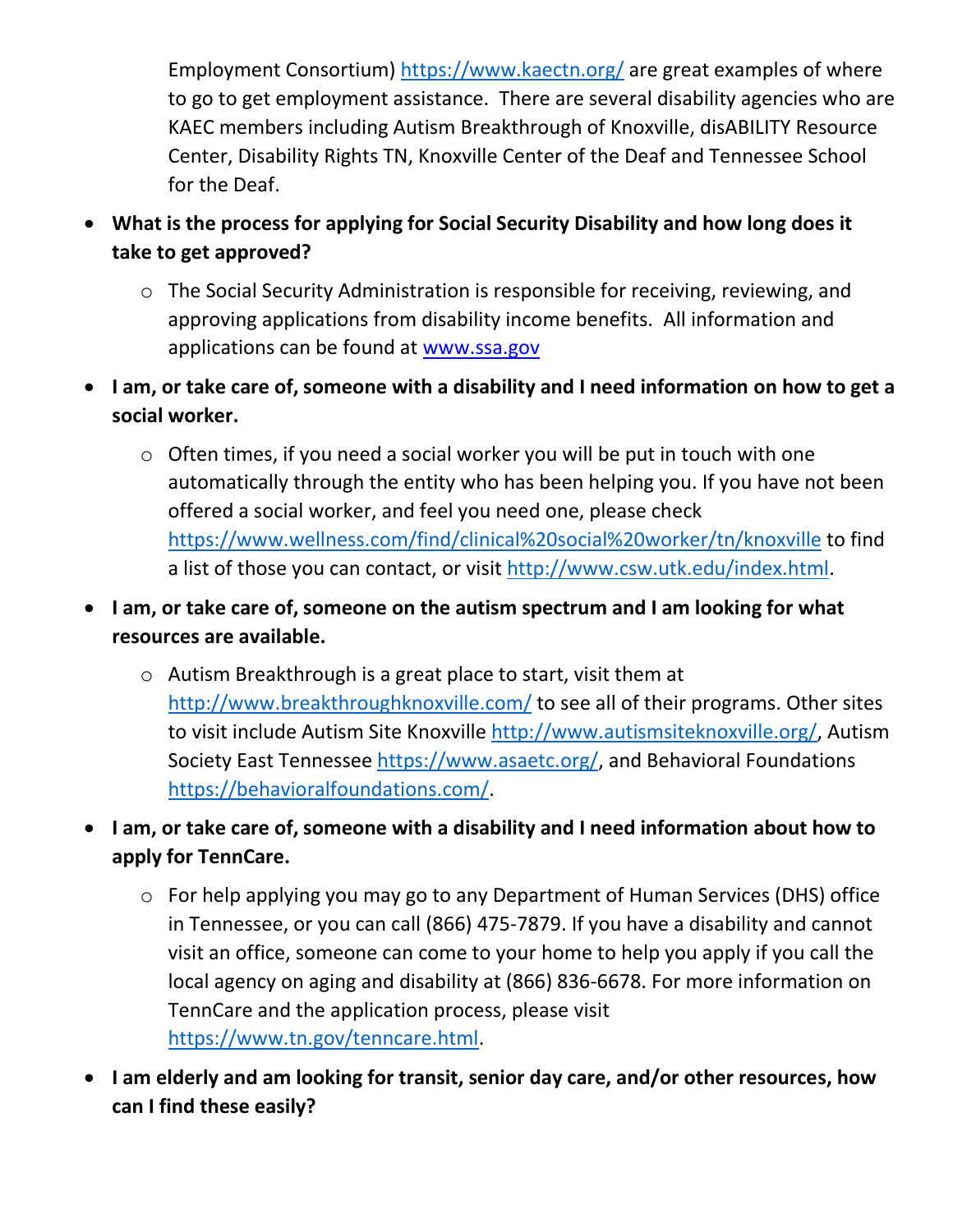Employment Consortium) https://www.kaectn.org/ are great examples of where to go to get employment assistance. There are several disability agencies who are KAEC members including Autism Breakthrough of Knoxville, disABILITY Resource Center, Disability Rights TN, Knoxville Center of the Deaf and Tennessee School for the Deaf.

- **What is the process for applying for Social Security Disability and how long does it take to get approved?**
  - The Social Security Administration is responsible for receiving, reviewing, and approving applications from disability income benefits. All information and applications can be found at www.ssa.gov
- **I am, or take care of, someone with a disability and I need information on how to get a social worker.**
  - Often times, if you need a social worker you will be put in touch with one automatically through the entity who has been helping you. If you have not been offered a social worker, and feel you need one, please check https://www.wellness.com/find/clinical%20social%20worker/tn/knoxville to find a list of those you can contact, or visit http://www.csw.utk.edu/index.html.
- **I am, or take care of, someone on the autism spectrum and I am looking for what resources are available.**
  - Autism Breakthrough is a great place to start, visit them at http://www.breakthroughknoxville.com/ to see all of their programs. Other sites to visit include Autism Site Knoxville http://www.autismsiteknoxville.org/, Autism Society East Tennessee https://www.asaetc.org/, and Behavioral Foundations https://behavioralfoundations.com/.
- **I am, or take care of, someone with a disability and I need information about how to apply for TennCare.**
  - For help applying you may go to any Department of Human Services (DHS) office in Tennessee, or you can call (866) 475-7879. If you have a disability and cannot visit an office, someone can come to your home to help you apply if you call the local agency on aging and disability at (866) 836-6678. For more information on TennCare and the application process, please visit https://www.tn.gov/tenncare.html.
- **I am elderly and am looking for transit, senior day care, and/or other resources, how can I find these easily?**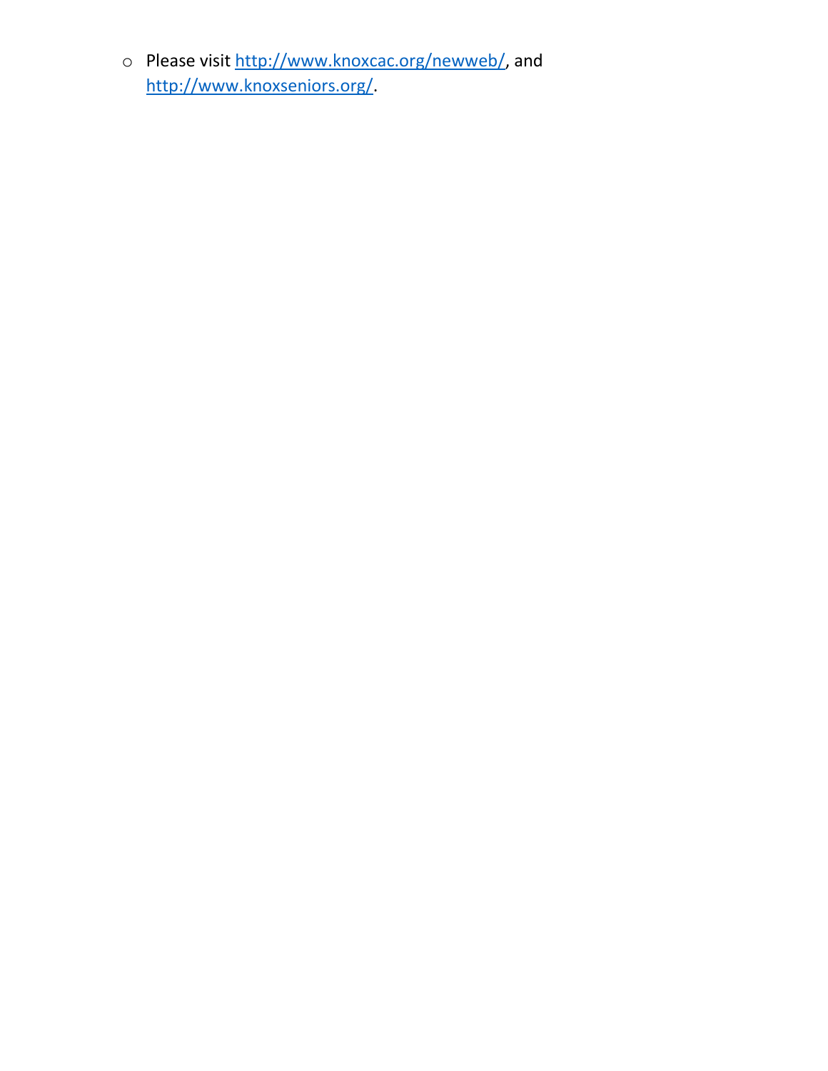- Please visit http://www.knoxcac.org/newweb/, and http://www.knoxseniors.org/.